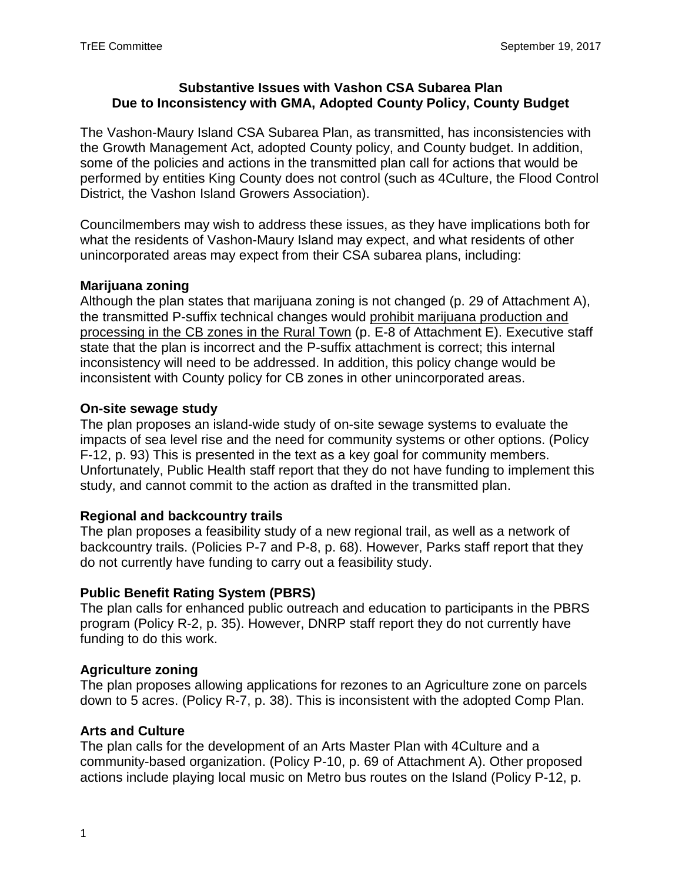**Substantive Issues with Vashon CSA Subarea Plan**
**Due to Inconsistency with GMA, Adopted County Policy, County Budget**

The Vashon-Maury Island CSA Subarea Plan, as transmitted, has inconsistencies with the Growth Management Act, adopted County policy, and County budget. In addition, some of the policies and actions in the transmitted plan call for actions that would be performed by entities King County does not control (such as 4Culture, the Flood Control District, the Vashon Island Growers Association).

Councilmembers may wish to address these issues, as they have implications both for what the residents of Vashon-Maury Island may expect, and what residents of other unincorporated areas may expect from their CSA subarea plans, including:

**Marijuana zoning**
Although the plan states that marijuana zoning is not changed (p. 29 of Attachment A), the transmitted P-suffix technical changes would prohibit marijuana production and processing in the CB zones in the Rural Town (p. E-8 of Attachment E). Executive staff state that the plan is incorrect and the P-suffix attachment is correct; this internal inconsistency will need to be addressed. In addition, this policy change would be inconsistent with County policy for CB zones in other unincorporated areas.

**On-site sewage study**
The plan proposes an island-wide study of on-site sewage systems to evaluate the impacts of sea level rise and the need for community systems or other options. (Policy F-12, p. 93) This is presented in the text as a key goal for community members. Unfortunately, Public Health staff report that they do not have funding to implement this study, and cannot commit to the action as drafted in the transmitted plan.

**Regional and backcountry trails**
The plan proposes a feasibility study of a new regional trail, as well as a network of backcountry trails. (Policies P-7 and P-8, p. 68). However, Parks staff report that they do not currently have funding to carry out a feasibility study.

**Public Benefit Rating System (PBRS)**
The plan calls for enhanced public outreach and education to participants in the PBRS program (Policy R-2, p. 35). However, DNRP staff report they do not currently have funding to do this work.

**Agriculture zoning**
The plan proposes allowing applications for rezones to an Agriculture zone on parcels down to 5 acres. (Policy R-7, p. 38). This is inconsistent with the adopted Comp Plan.

**Arts and Culture**
The plan calls for the development of an Arts Master Plan with 4Culture and a community-based organization. (Policy P-10, p. 69 of Attachment A). Other proposed actions include playing local music on Metro bus routes on the Island (Policy P-12, p.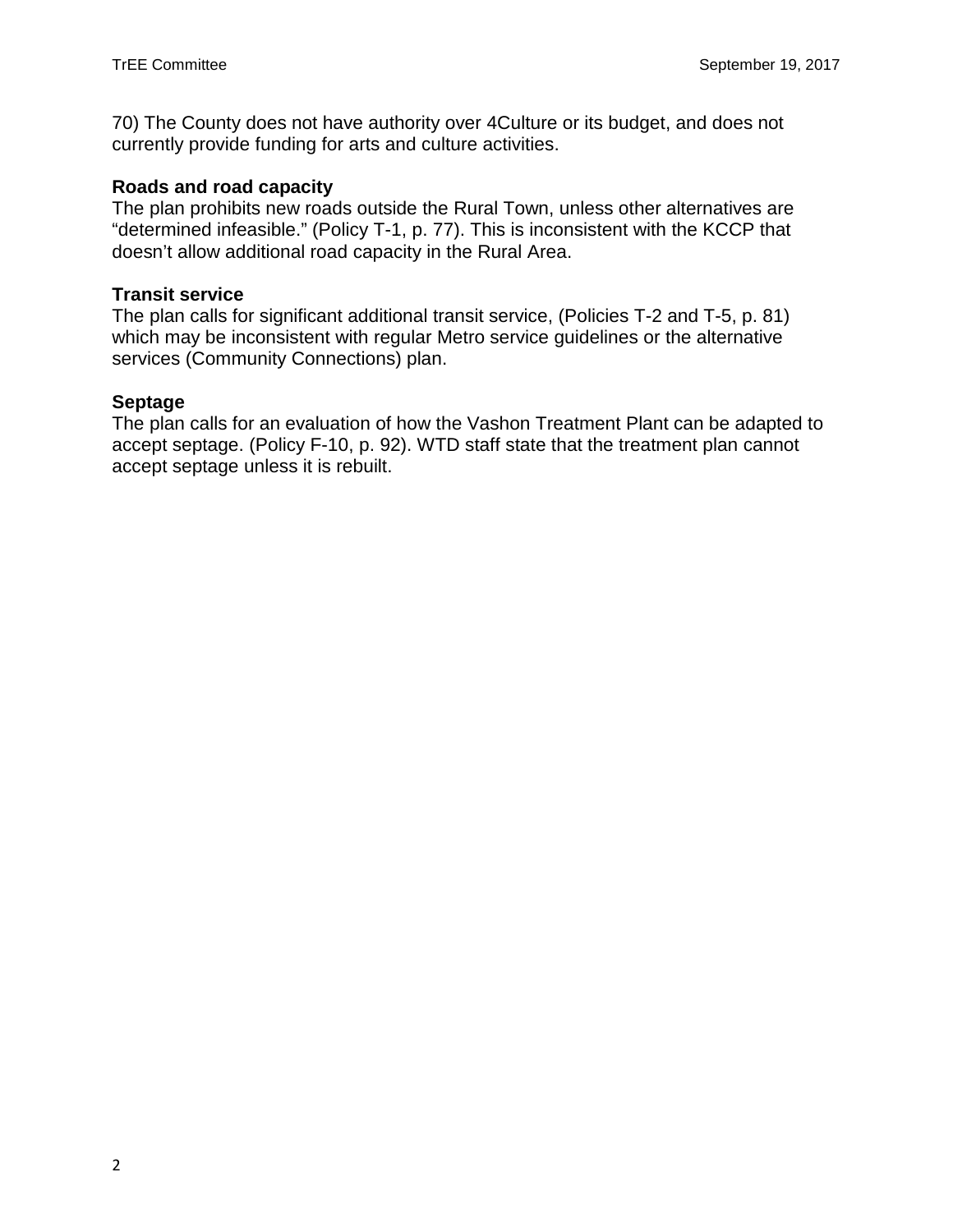70) The County does not have authority over 4Culture or its budget, and does not currently provide funding for arts and culture activities.

**Roads and road capacity**
The plan prohibits new roads outside the Rural Town, unless other alternatives are "determined infeasible." (Policy T-1, p. 77). This is inconsistent with the KCCP that doesn't allow additional road capacity in the Rural Area.

**Transit service**
The plan calls for significant additional transit service, (Policies T-2 and T-5, p. 81) which may be inconsistent with regular Metro service guidelines or the alternative services (Community Connections) plan.

**Septage**
The plan calls for an evaluation of how the Vashon Treatment Plant can be adapted to accept septage. (Policy F-10, p. 92). WTD staff state that the treatment plan cannot accept septage unless it is rebuilt.